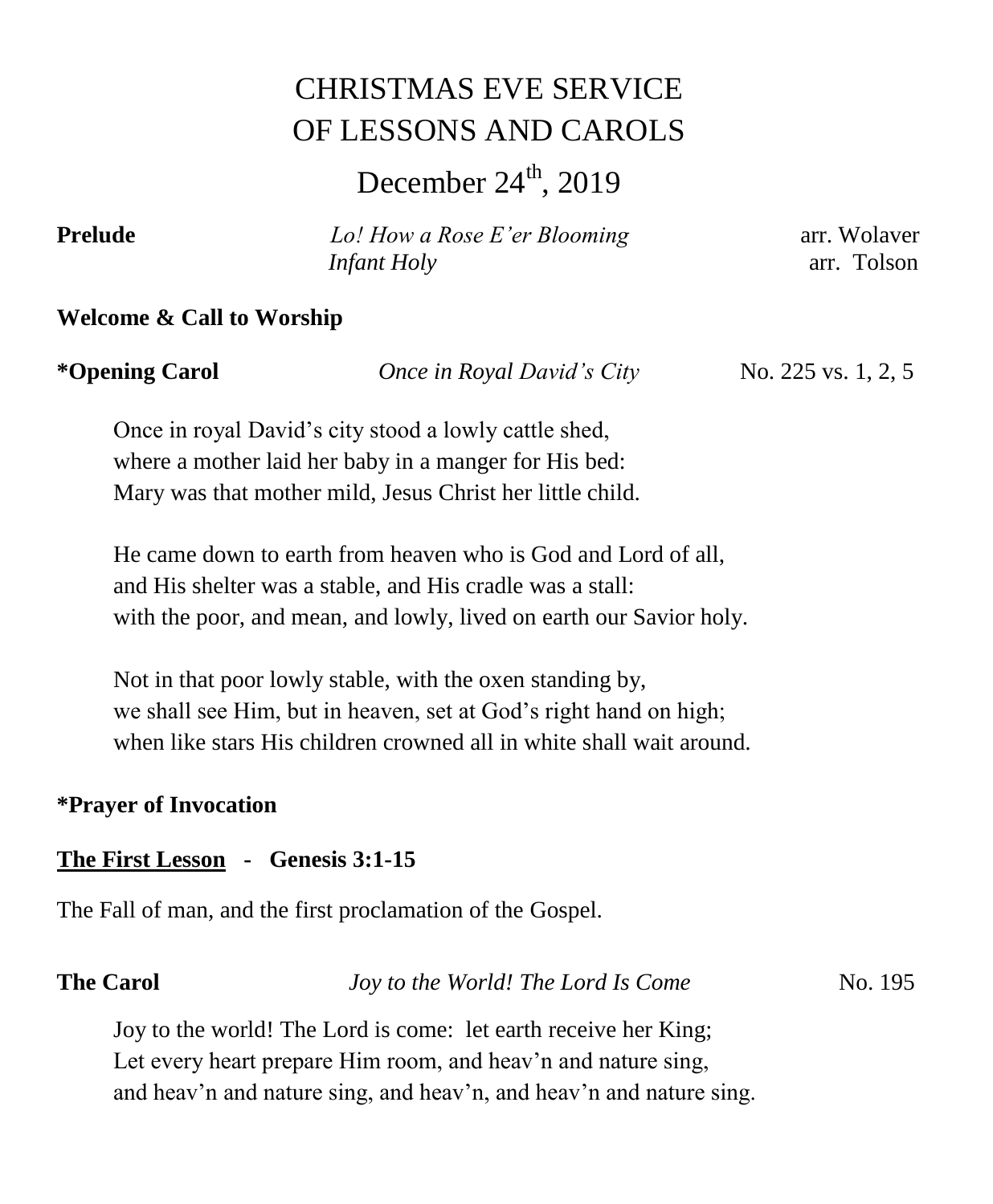# CHRISTMAS EVE SERVICE OF LESSONS AND CAROLS

## December 24th, 2019

**Prelude** *Lo! How a Rose E'er Blooming* arr. Wolaver
*Infant Holy* arr. Tolson

**Welcome & Call to Worship**

**\*Opening Carol** *Once in Royal David's City* No. 225 vs. 1, 2, 5

Once in royal David's city stood a lowly cattle shed,
where a mother laid her baby in a manger for His bed:
Mary was that mother mild, Jesus Christ her little child.

He came down to earth from heaven who is God and Lord of all,
and His shelter was a stable, and His cradle was a stall:
with the poor, and mean, and lowly, lived on earth our Savior holy.

Not in that poor lowly stable, with the oxen standing by,
we shall see Him, but in heaven, set at God's right hand on high;
when like stars His children crowned all in white shall wait around.

**\*Prayer of Invocation**

**<u>The First Lesson</u> - Genesis 3:1-15**

The Fall of man, and the first proclamation of the Gospel.

**The Carol** *Joy to the World! The Lord Is Come* No. 195

Joy to the world! The Lord is come: let earth receive her King;
Let every heart prepare Him room, and heav'n and nature sing,
and heav'n and nature sing, and heav'n, and heav'n and nature sing.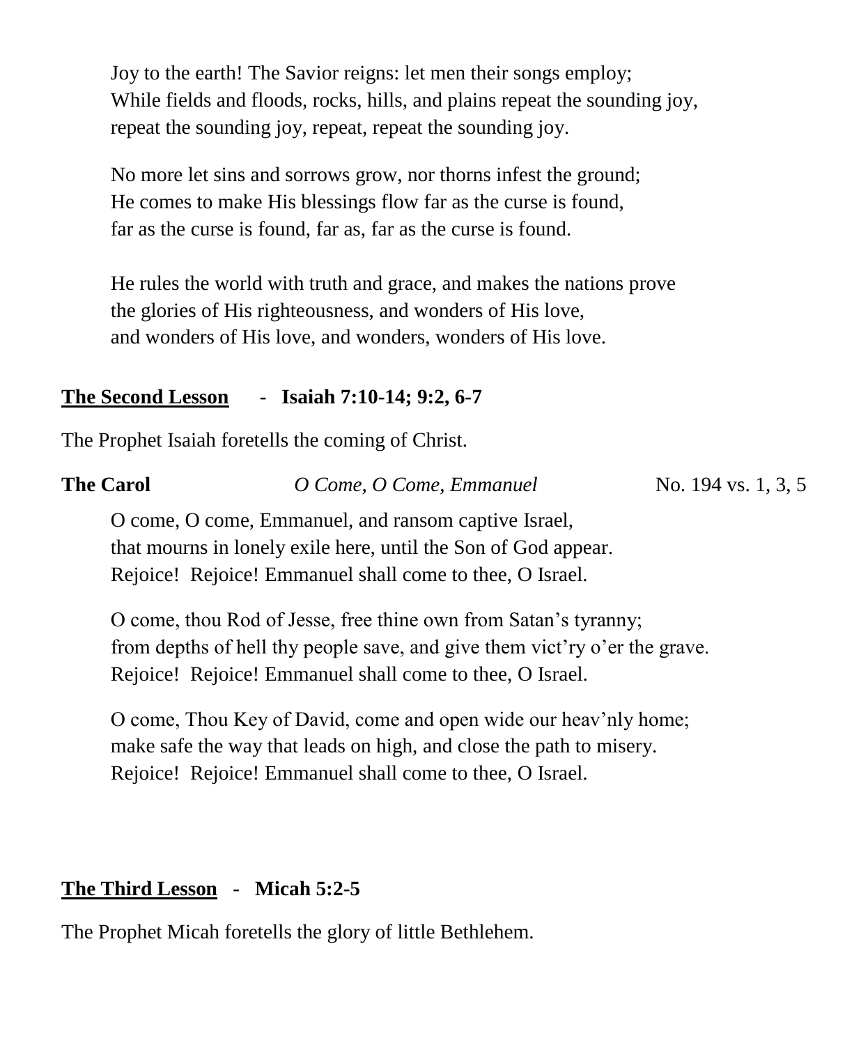Joy to the earth! The Savior reigns: let men their songs employ;
While fields and floods, rocks, hills, and plains repeat the sounding joy,
repeat the sounding joy, repeat, repeat the sounding joy.

No more let sins and sorrows grow, nor thorns infest the ground;
He comes to make His blessings flow far as the curse is found,
far as the curse is found, far as, far as the curse is found.

He rules the world with truth and grace, and makes the nations prove
the glories of His righteousness, and wonders of His love,
and wonders of His love, and wonders, wonders of His love.

**<u>The Second Lesson</u> - Isaiah 7:10-14; 9:2, 6-7**

The Prophet Isaiah foretells the coming of Christ.

**The Carol** *O Come, O Come, Emmanuel* No. 194 vs. 1, 3, 5

O come, O come, Emmanuel, and ransom captive Israel,
that mourns in lonely exile here, until the Son of God appear.
Rejoice! Rejoice! Emmanuel shall come to thee, O Israel.

O come, thou Rod of Jesse, free thine own from Satan's tyranny;
from depths of hell thy people save, and give them vict'ry o'er the grave.
Rejoice! Rejoice! Emmanuel shall come to thee, O Israel.

O come, Thou Key of David, come and open wide our heav'nly home;
make safe the way that leads on high, and close the path to misery.
Rejoice! Rejoice! Emmanuel shall come to thee, O Israel.

**<u>The Third Lesson</u> - Micah 5:2-5**

The Prophet Micah foretells the glory of little Bethlehem.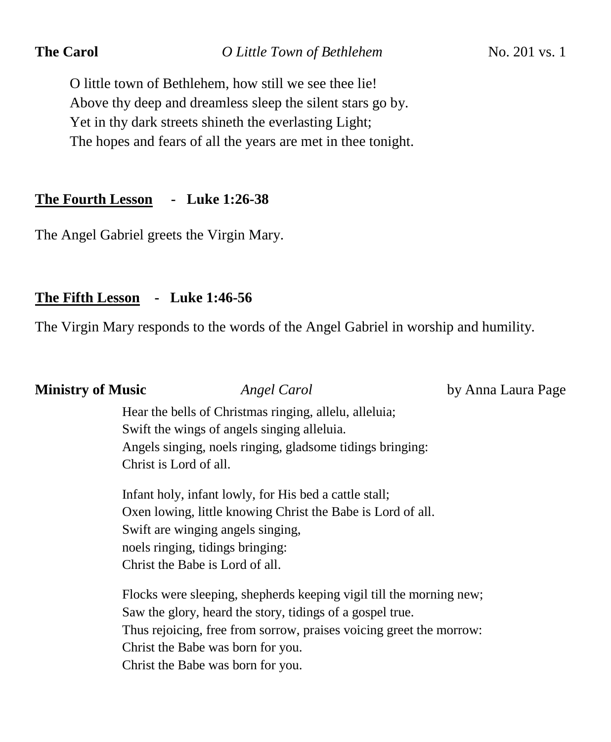**The Carol** *O Little Town of Bethlehem* No. 201 vs. 1

O little town of Bethlehem, how still we see thee lie!
Above thy deep and dreamless sleep the silent stars go by.
Yet in thy dark streets shineth the everlasting Light;
The hopes and fears of all the years are met in thee tonight.

**The Fourth Lesson - Luke 1:26-38**

The Angel Gabriel greets the Virgin Mary.

**The Fifth Lesson - Luke 1:46-56**

The Virgin Mary responds to the words of the Angel Gabriel in worship and humility.

**Ministry of Music** *Angel Carol* by Anna Laura Page

Hear the bells of Christmas ringing, allelu, alleluia;
Swift the wings of angels singing alleluia.
Angels singing, noels ringing, gladsome tidings bringing:
Christ is Lord of all.

Infant holy, infant lowly, for His bed a cattle stall;
Oxen lowing, little knowing Christ the Babe is Lord of all.
Swift are winging angels singing,
noels ringing, tidings bringing:
Christ the Babe is Lord of all.

Flocks were sleeping, shepherds keeping vigil till the morning new;
Saw the glory, heard the story, tidings of a gospel true.
Thus rejoicing, free from sorrow, praises voicing greet the morrow:
Christ the Babe was born for you.
Christ the Babe was born for you.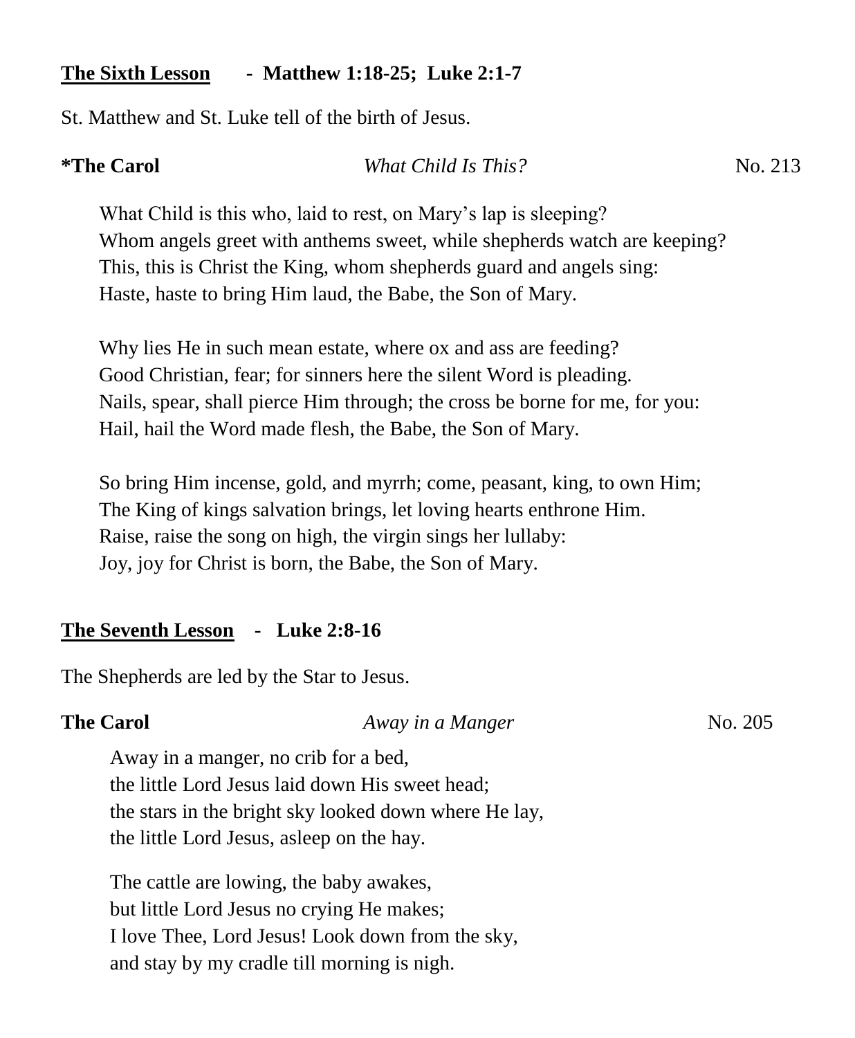**<u>The Sixth Lesson</u> - Matthew 1:18-25; Luke 2:1-7**

St. Matthew and St. Luke tell of the birth of Jesus.

**\*The Carol** *What Child Is This?* No. 213

What Child is this who, laid to rest, on Mary's lap is sleeping?
Whom angels greet with anthems sweet, while shepherds watch are keeping?
This, this is Christ the King, whom shepherds guard and angels sing:
Haste, haste to bring Him laud, the Babe, the Son of Mary.

Why lies He in such mean estate, where ox and ass are feeding?
Good Christian, fear; for sinners here the silent Word is pleading.
Nails, spear, shall pierce Him through; the cross be borne for me, for you:
Hail, hail the Word made flesh, the Babe, the Son of Mary.

So bring Him incense, gold, and myrrh; come, peasant, king, to own Him;
The King of kings salvation brings, let loving hearts enthrone Him.
Raise, raise the song on high, the virgin sings her lullaby:
Joy, joy for Christ is born, the Babe, the Son of Mary.

**<u>The Seventh Lesson</u> - Luke 2:8-16**

The Shepherds are led by the Star to Jesus.

**The Carol** *Away in a Manger* No. 205

Away in a manger, no crib for a bed,
the little Lord Jesus laid down His sweet head;
the stars in the bright sky looked down where He lay,
the little Lord Jesus, asleep on the hay.

The cattle are lowing, the baby awakes,
but little Lord Jesus no crying He makes;
I love Thee, Lord Jesus! Look down from the sky,
and stay by my cradle till morning is nigh.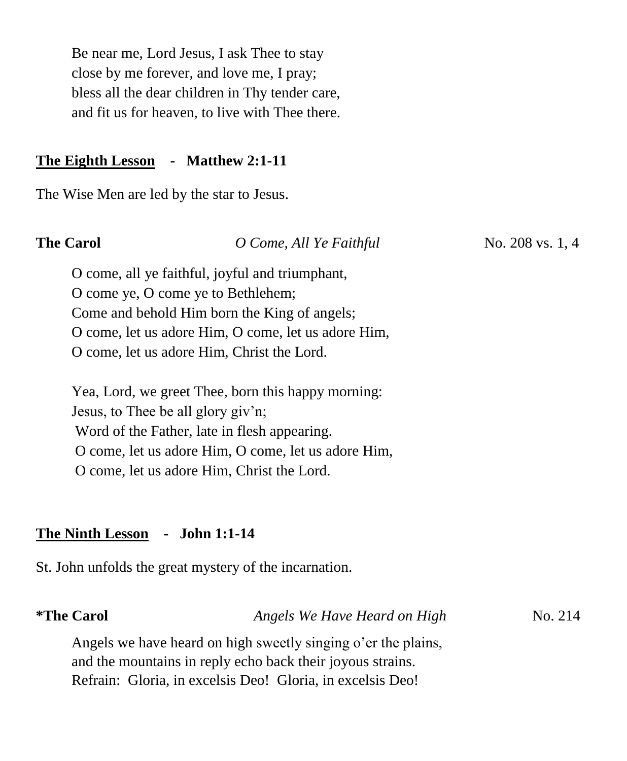Be near me, Lord Jesus, I ask Thee to stay
close by me forever, and love me, I pray;
bless all the dear children in Thy tender care,
and fit us for heaven, to live with Thee there.

**<u>The Eighth Lesson</u> - Matthew 2:1-11**

The Wise Men are led by the star to Jesus.

**The Carol** *O Come, All Ye Faithful* No. 208 vs. 1, 4

O come, all ye faithful, joyful and triumphant,
O come ye, O come ye to Bethlehem;
Come and behold Him born the King of angels;
O come, let us adore Him, O come, let us adore Him,
O come, let us adore Him, Christ the Lord.

Yea, Lord, we greet Thee, born this happy morning:
Jesus, to Thee be all glory giv'n;
Word of the Father, late in flesh appearing.
O come, let us adore Him, O come, let us adore Him,
O come, let us adore Him, Christ the Lord.

**<u>The Ninth Lesson</u> - John 1:1-14**

St. John unfolds the great mystery of the incarnation.

**\*The Carol** *Angels We Have Heard on High* No. 214

Angels we have heard on high sweetly singing o'er the plains,
and the mountains in reply echo back their joyous strains.
Refrain: Gloria, in excelsis Deo! Gloria, in excelsis Deo!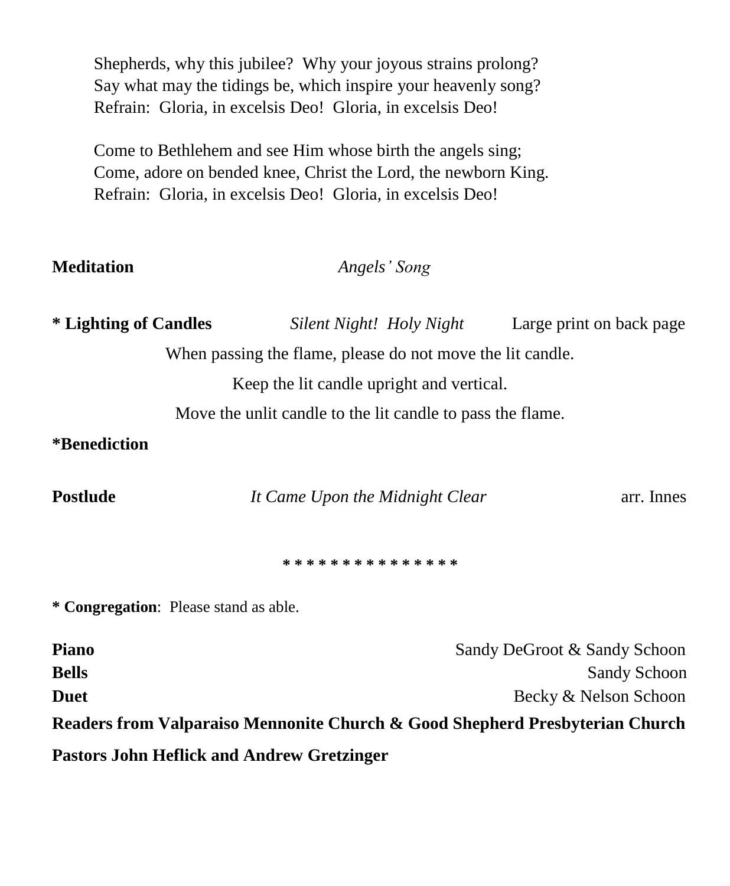Shepherds, why this jubilee?  Why your joyous strains prolong?
Say what may the tidings be, which inspire your heavenly song?
Refrain:  Gloria, in excelsis Deo!  Gloria, in excelsis Deo!

Come to Bethlehem and see Him whose birth the angels sing;
Come, adore on bended knee, Christ the Lord, the newborn King.
Refrain:  Gloria, in excelsis Deo!  Gloria, in excelsis Deo!

**Meditation** *Angels' Song*

**\* Lighting of Candles** *Silent Night!  Holy Night* Large print on back page

When passing the flame, please do not move the lit candle.

Keep the lit candle upright and vertical.

Move the unlit candle to the lit candle to pass the flame.

**\*Benediction**

**Postlude** *It Came Upon the Midnight Clear* arr. Innes

\* \* \* \* \* \* \* \* \* \* \* \* \* \* \*

**\* Congregation**:  Please stand as able.

**Piano** Sandy DeGroot & Sandy Schoon
**Bells** Sandy Schoon
**Duet** Becky & Nelson Schoon

**Readers from Valparaiso Mennonite Church & Good Shepherd Presbyterian Church**

**Pastors John Heflick and Andrew Gretzinger**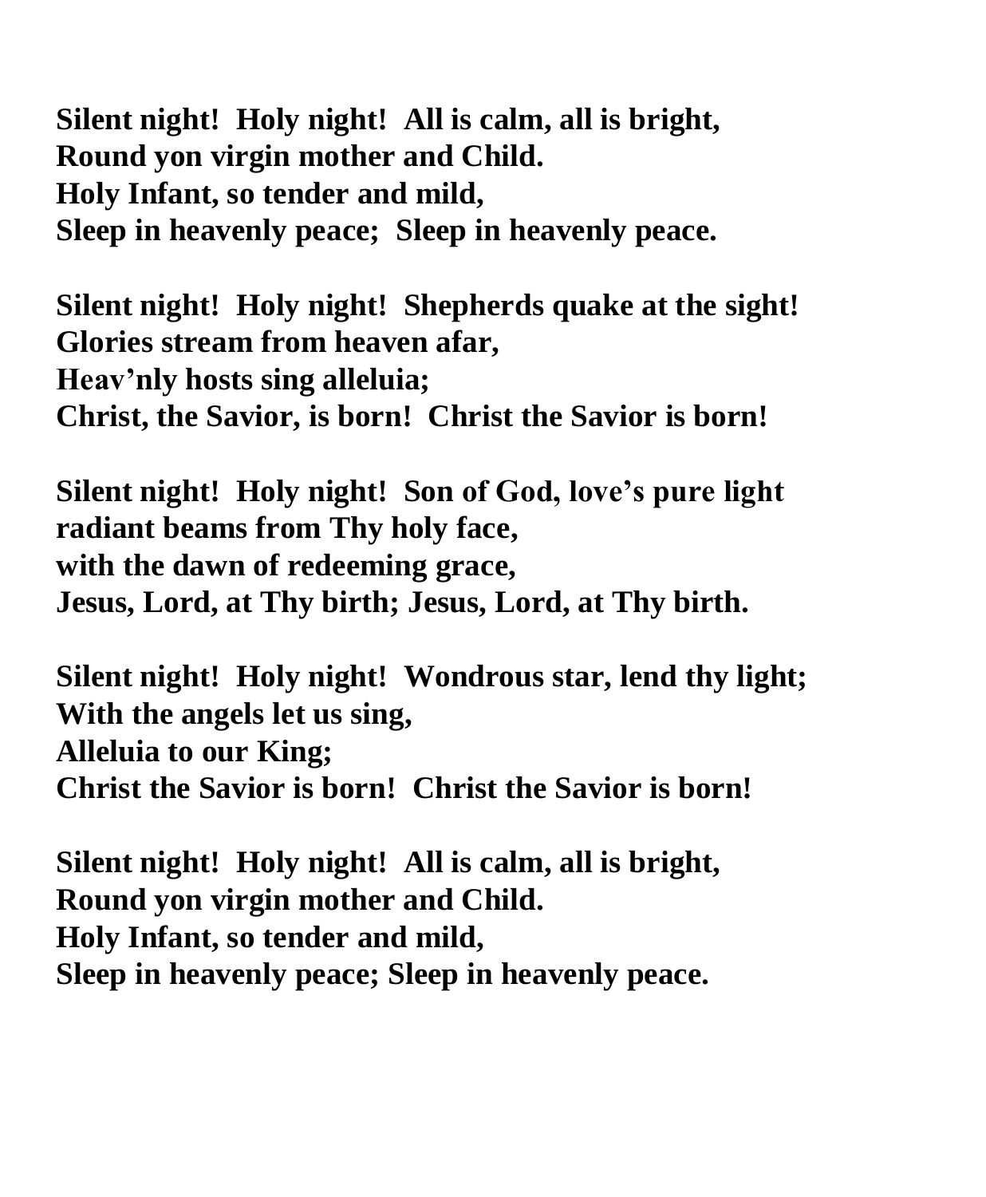**Silent night!  Holy night!  All is calm, all is bright,**
**Round yon virgin mother and Child.**
**Holy Infant, so tender and mild,**
**Sleep in heavenly peace;  Sleep in heavenly peace.**

**Silent night!  Holy night!  Shepherds quake at the sight!**
**Glories stream from heaven afar,**
**Heav'nly hosts sing alleluia;**
**Christ, the Savior, is born!  Christ the Savior is born!**

**Silent night!  Holy night!  Son of God, love's pure light**
**radiant beams from Thy holy face,**
**with the dawn of redeeming grace,**
**Jesus, Lord, at Thy birth; Jesus, Lord, at Thy birth.**

**Silent night!  Holy night!  Wondrous star, lend thy light;**
**With the angels let us sing,**
**Alleluia to our King;**
**Christ the Savior is born!  Christ the Savior is born!**

**Silent night!  Holy night!  All is calm, all is bright,**
**Round yon virgin mother and Child.**
**Holy Infant, so tender and mild,**
**Sleep in heavenly peace; Sleep in heavenly peace.**